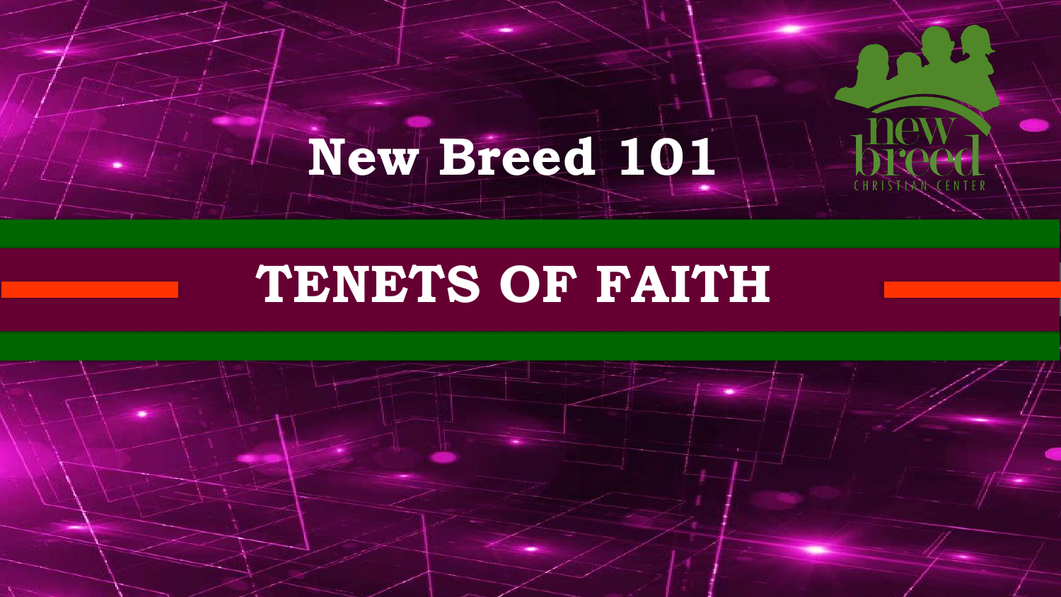# New Breed 101

## TENETS OF FAITH

new breed CHRISTIAN CENTER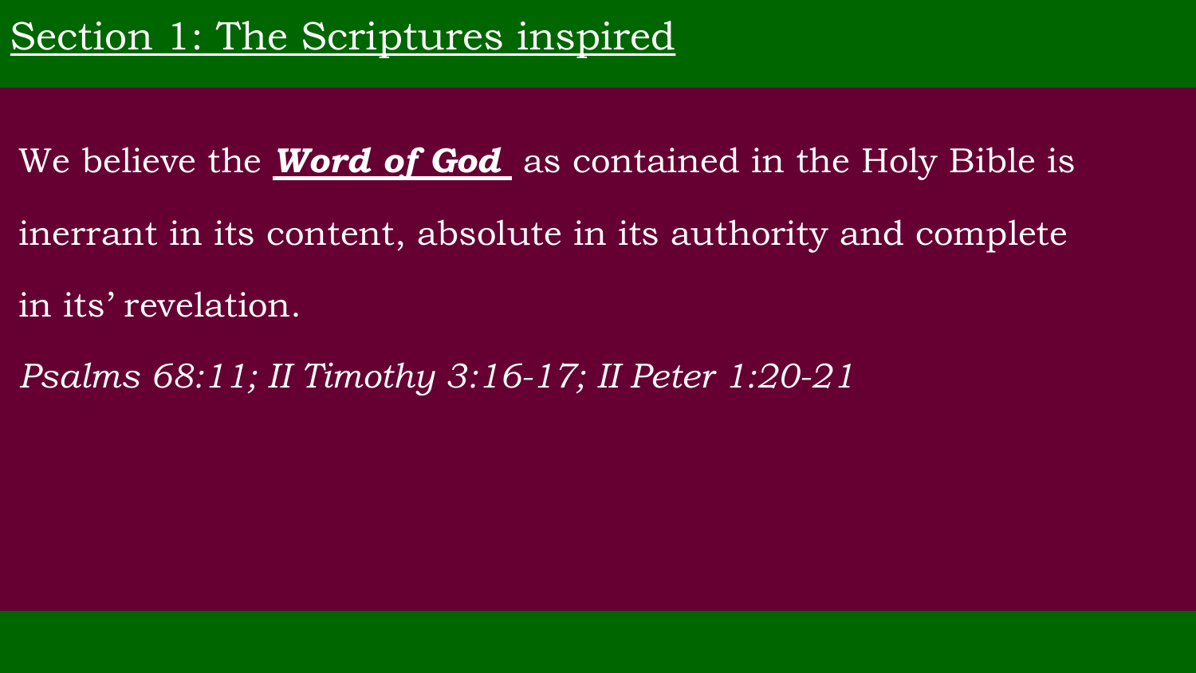# Section 1: The Scriptures inspired

We believe the ***Word of God*** as contained in the Holy Bible is inerrant in its content, absolute in its authority and complete in its' revelation.

*Psalms 68:11; II Timothy 3:16-17; II Peter 1:20-21*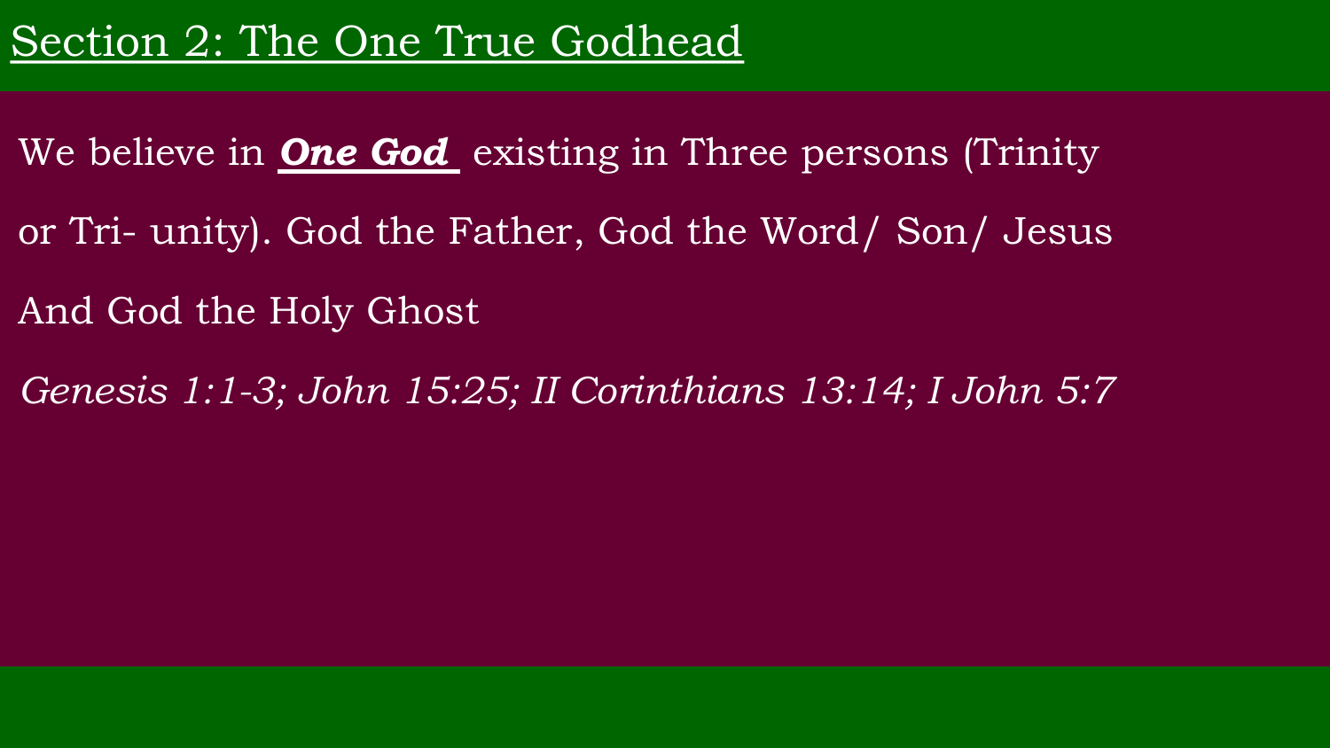# Section 2: The One True Godhead

We believe in ***One God*** existing in Three persons (Trinity or Tri- unity). God the Father, God the Word/ Son/ Jesus And God the Holy Ghost

*Genesis 1:1-3; John 15:25; II Corinthians 13:14; I John 5:7*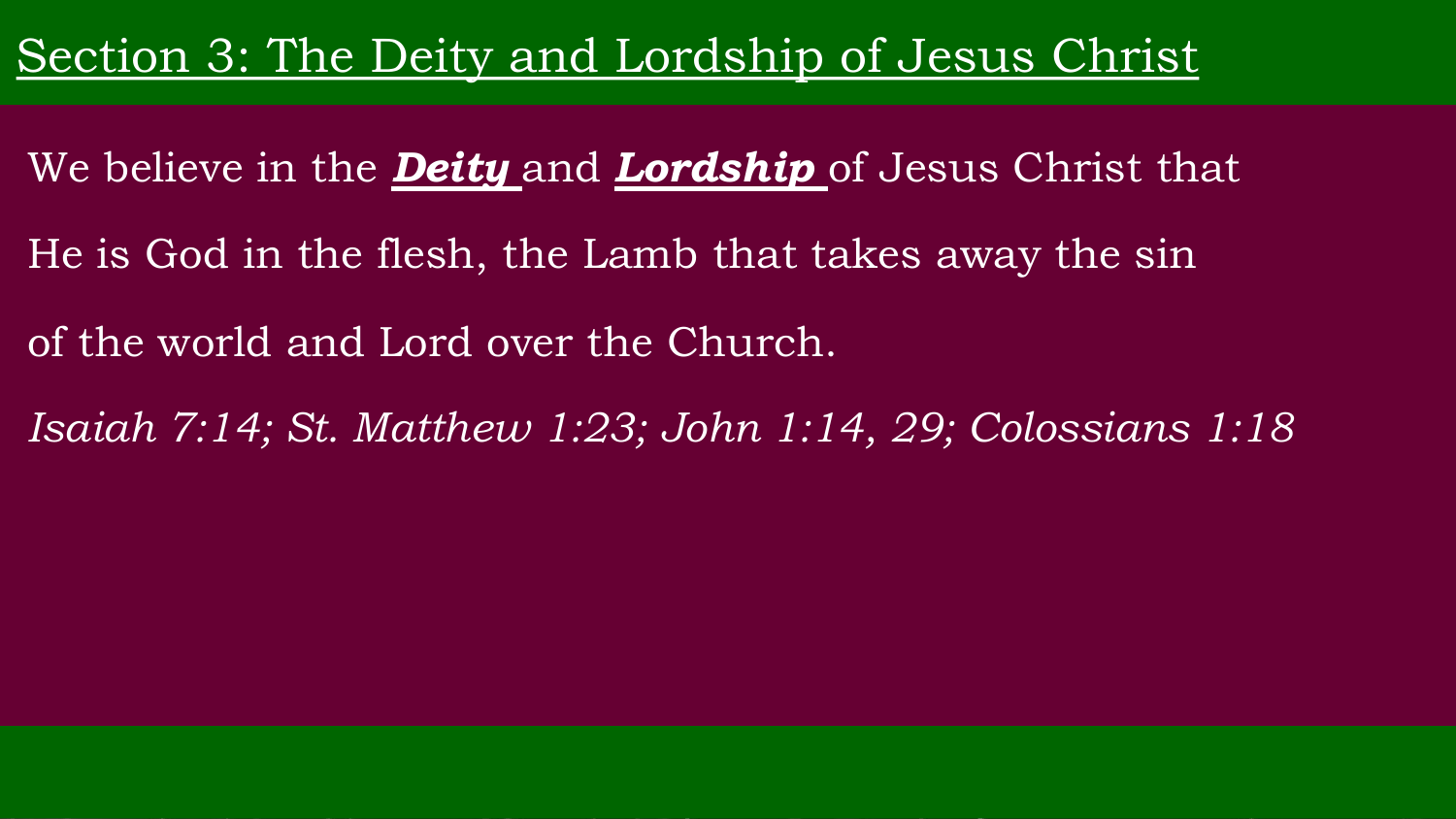# Section 3: The Deity and Lordship of Jesus Christ

We believe in the ***Deity*** and ***Lordship*** of Jesus Christ that He is God in the flesh, the Lamb that takes away the sin of the world and Lord over the Church.

*Isaiah 7:14; St. Matthew 1:23; John 1:14, 29; Colossians 1:18*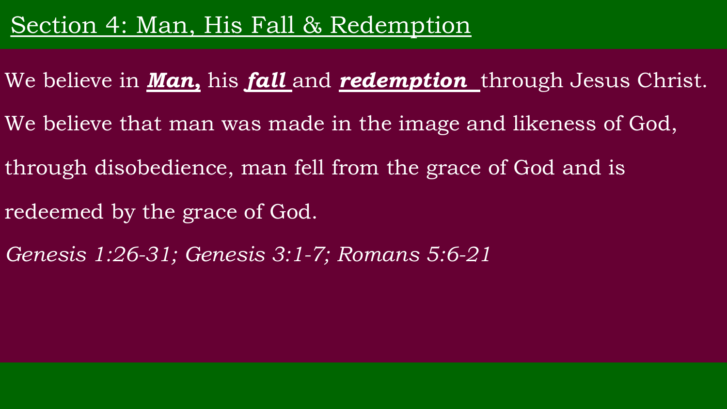# Section 4: Man, His Fall & Redemption

We believe in ***Man,*** his ***fall*** and ***redemption*** through Jesus Christ.

We believe that man was made in the image and likeness of God, through disobedience, man fell from the grace of God and is redeemed by the grace of God.

*Genesis 1:26-31; Genesis 3:1-7; Romans 5:6-21*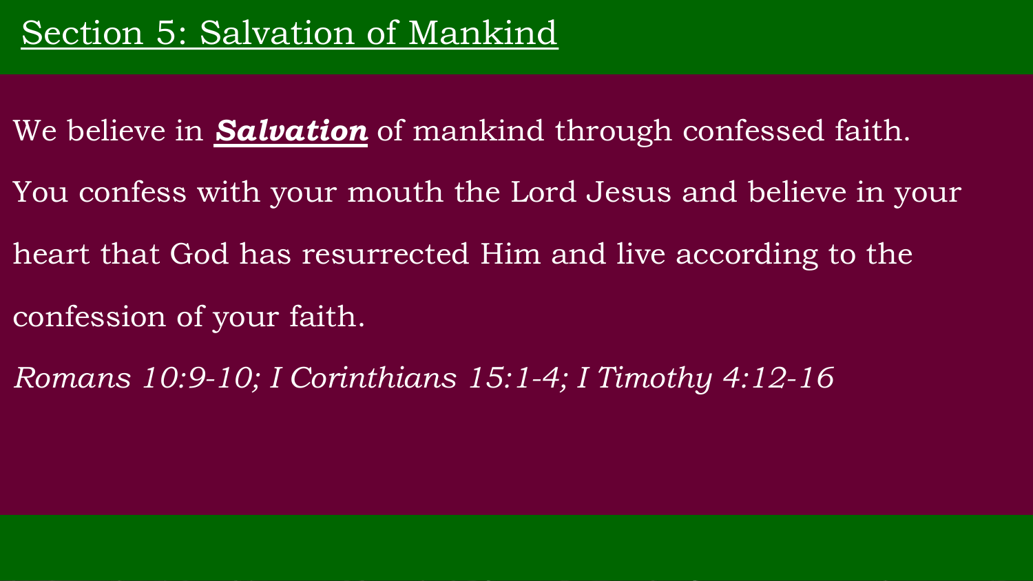# Section 5: Salvation of Mankind

We believe in ***Salvation*** of mankind through confessed faith.

You confess with your mouth the Lord Jesus and believe in your heart that God has resurrected Him and live according to the confession of your faith.

*Romans 10:9-10; I Corinthians 15:1-4; I Timothy 4:12-16*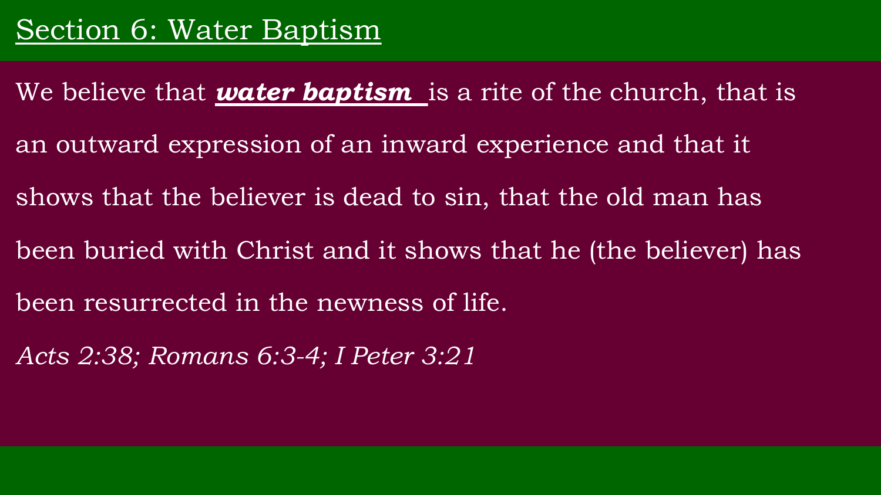## Section 6: Water Baptism

We believe that ***water baptism*** is a rite of the church, that is an outward expression of an inward experience and that it shows that the believer is dead to sin, that the old man has been buried with Christ and it shows that he (the believer) has been resurrected in the newness of life.

*Acts 2:38; Romans 6:3-4; I Peter 3:21*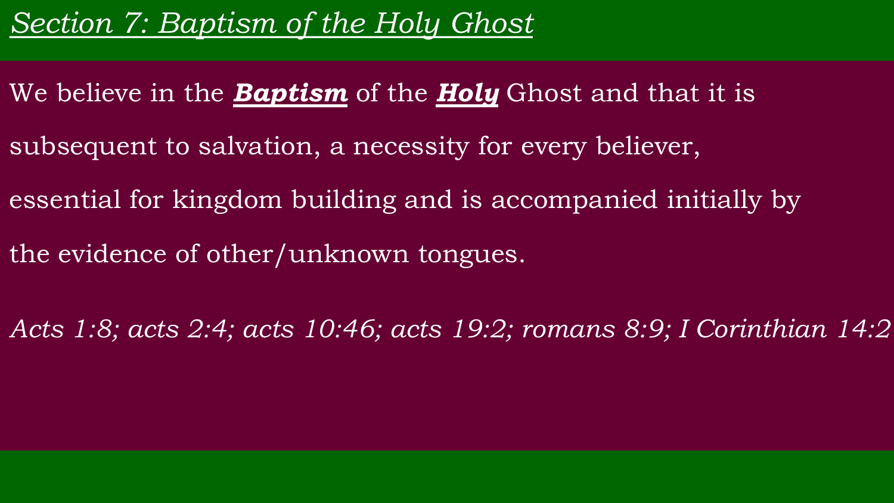## *Section 7: Baptism of the Holy Ghost*

We believe in the ***Baptism*** of the ***Holy*** Ghost and that it is subsequent to salvation, a necessity for every believer, essential for kingdom building and is accompanied initially by the evidence of other/unknown tongues.

*Acts 1:8; acts 2:4; acts 10:46; acts 19:2; romans 8:9; I Corinthian 14:2*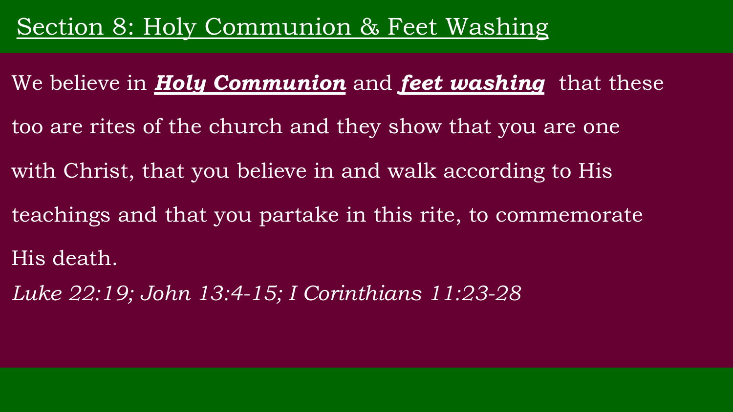# Section 8: Holy Communion & Feet Washing

We believe in ***Holy Communion*** and ***feet washing*** that these too are rites of the church and they show that you are one with Christ, that you believe in and walk according to His teachings and that you partake in this rite, to commemorate His death.

*Luke 22:19; John 13:4-15; I Corinthians 11:23-28*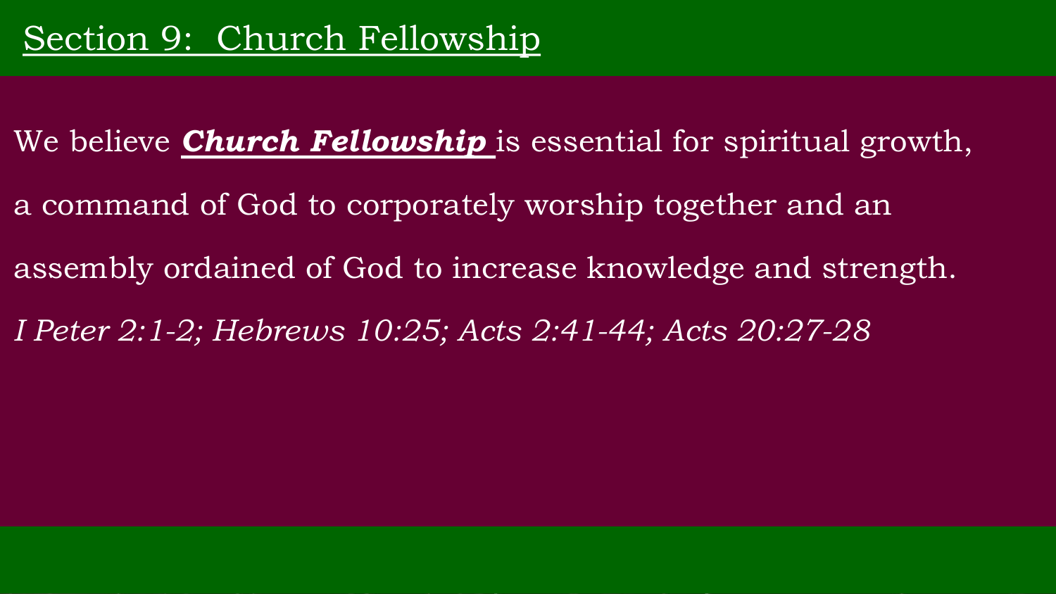## Section 9: Church Fellowship

We believe ***Church Fellowship*** is essential for spiritual growth, a command of God to corporately worship together and an assembly ordained of God to increase knowledge and strength.

*I Peter 2:1-2; Hebrews 10:25; Acts 2:41-44; Acts 20:27-28*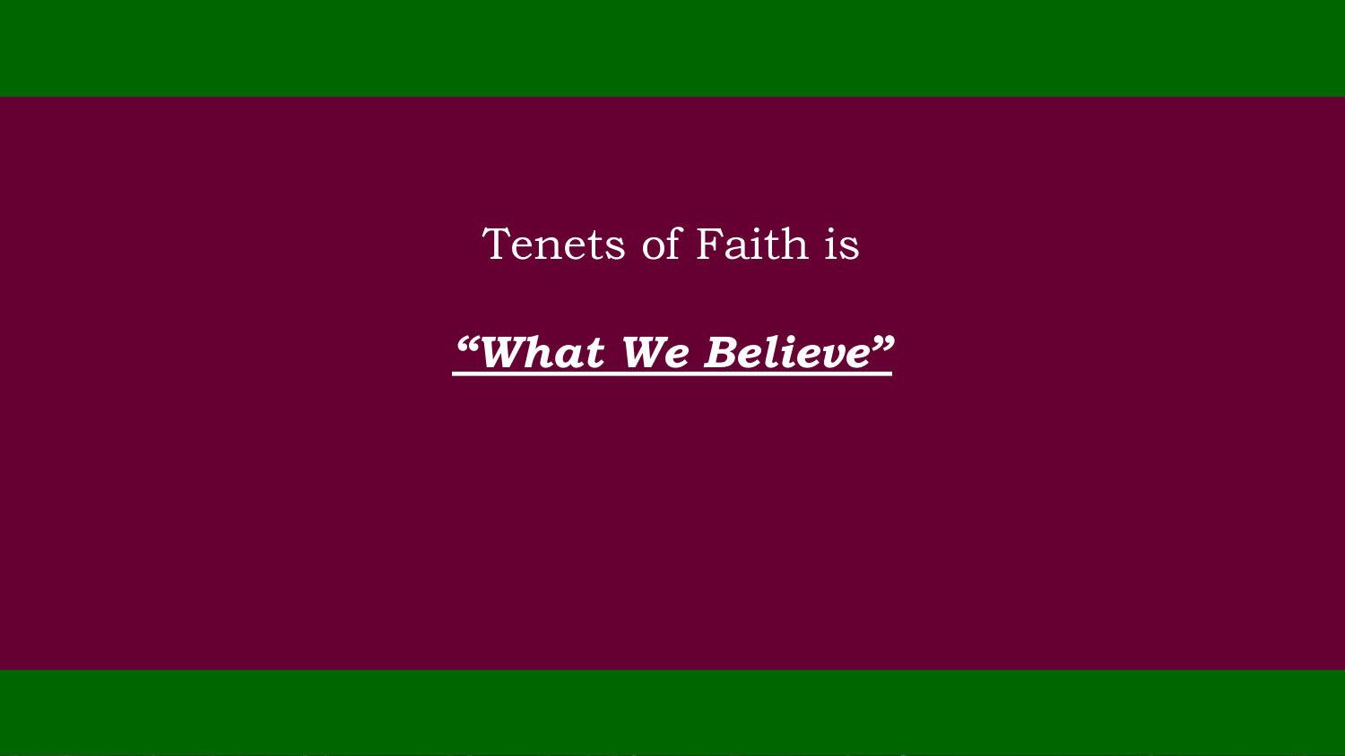Tenets of Faith is

***<u>"What We Believe"</u>***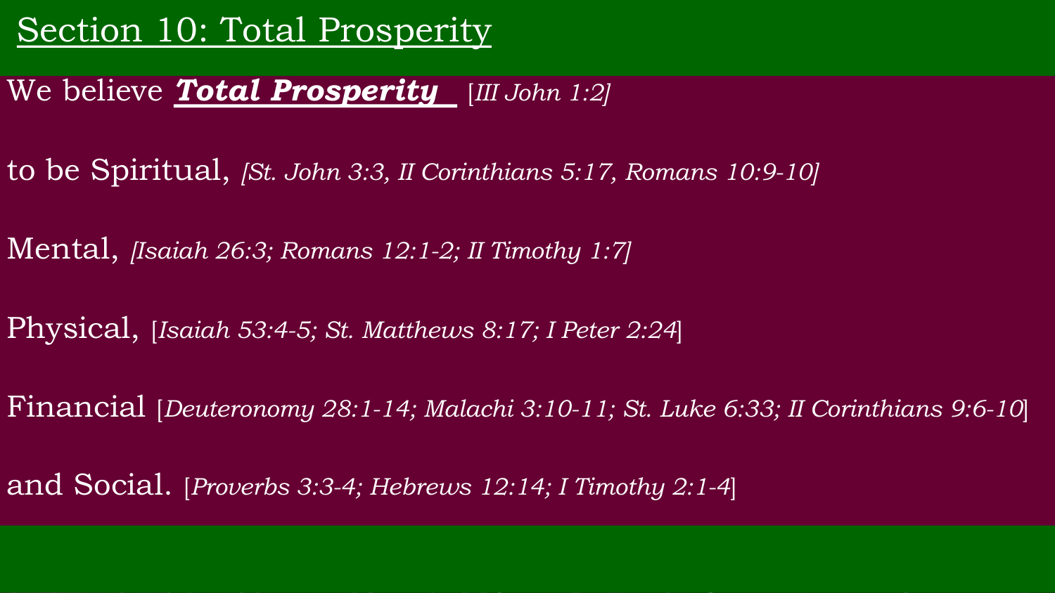# Section 10: Total Prosperity

We believe ***Total Prosperity*** [*III John 1:2]*

to be Spiritual, *[St. John 3:3, II Corinthians 5:17, Romans 10:9-10]*

Mental, *[Isaiah 26:3; Romans 12:1-2; II Timothy 1:7]*

Physical, [*Isaiah 53:4-5; St. Matthews 8:17; I Peter 2:24*]

Financial [*Deuteronomy 28:1-14; Malachi 3:10-11; St. Luke 6:33; II Corinthians 9:6-10*]

and Social. [*Proverbs 3:3-4; Hebrews 12:14; I Timothy 2:1-4*]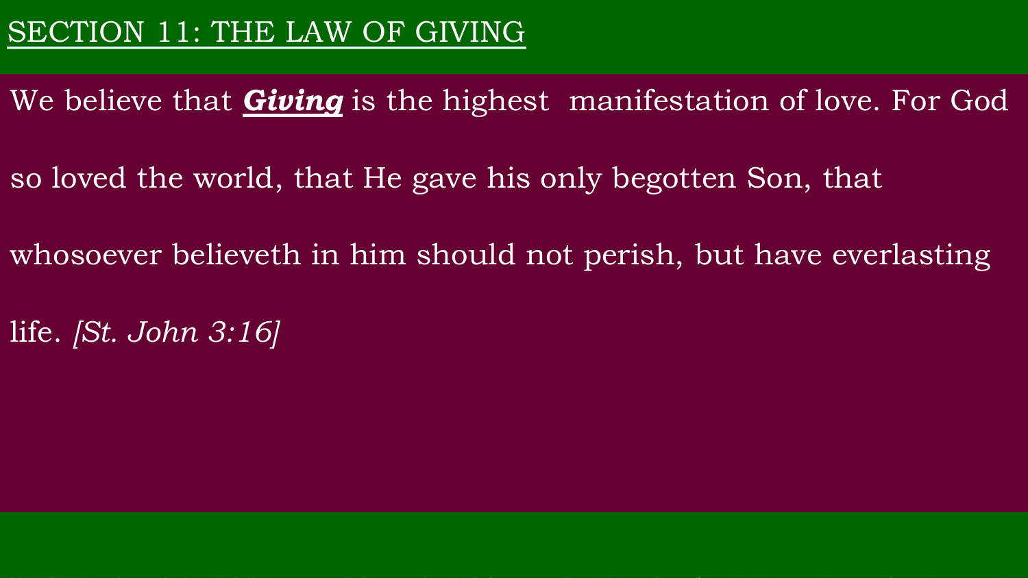## SECTION 11: THE LAW OF GIVING

We believe that ***Giving*** is the highest manifestation of love. For God so loved the world, that He gave his only begotten Son, that whosoever believeth in him should not perish, but have everlasting life. *[St. John 3:16]*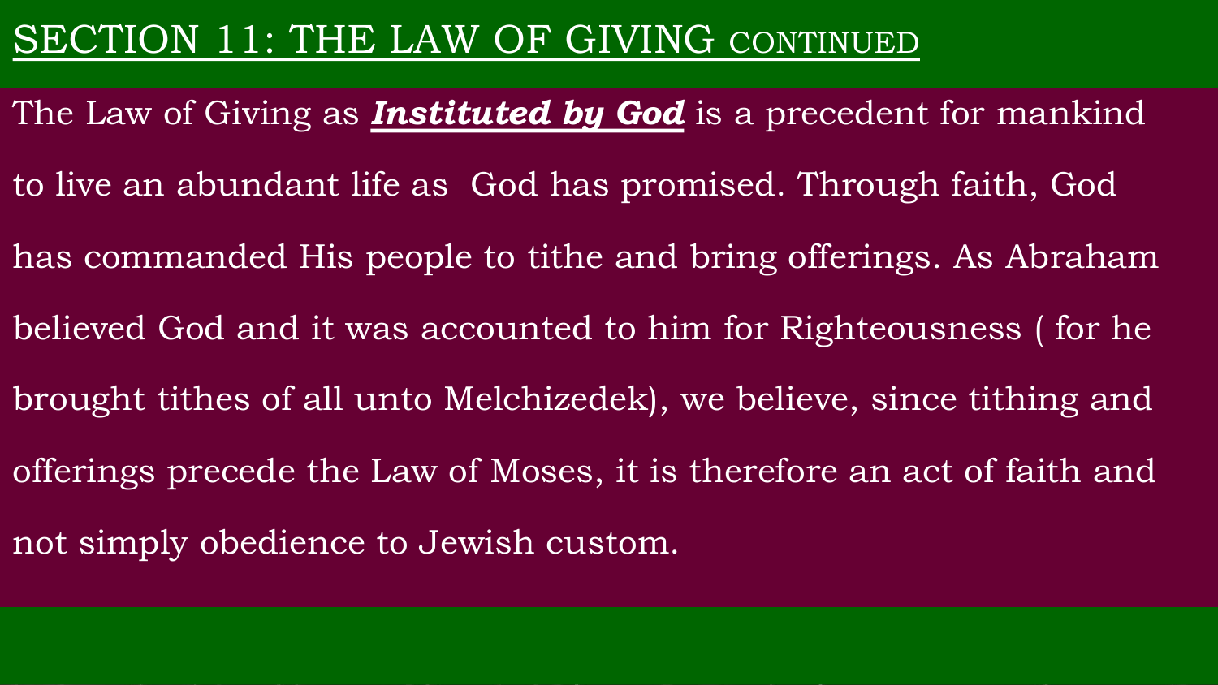# SECTION 11: THE LAW OF GIVING CONTINUED

The Law of Giving as ***Instituted by God*** is a precedent for mankind to live an abundant life as God has promised. Through faith, God has commanded His people to tithe and bring offerings. As Abraham believed God and it was accounted to him for Righteousness ( for he brought tithes of all unto Melchizedek), we believe, since tithing and offerings precede the Law of Moses, it is therefore an act of faith and not simply obedience to Jewish custom.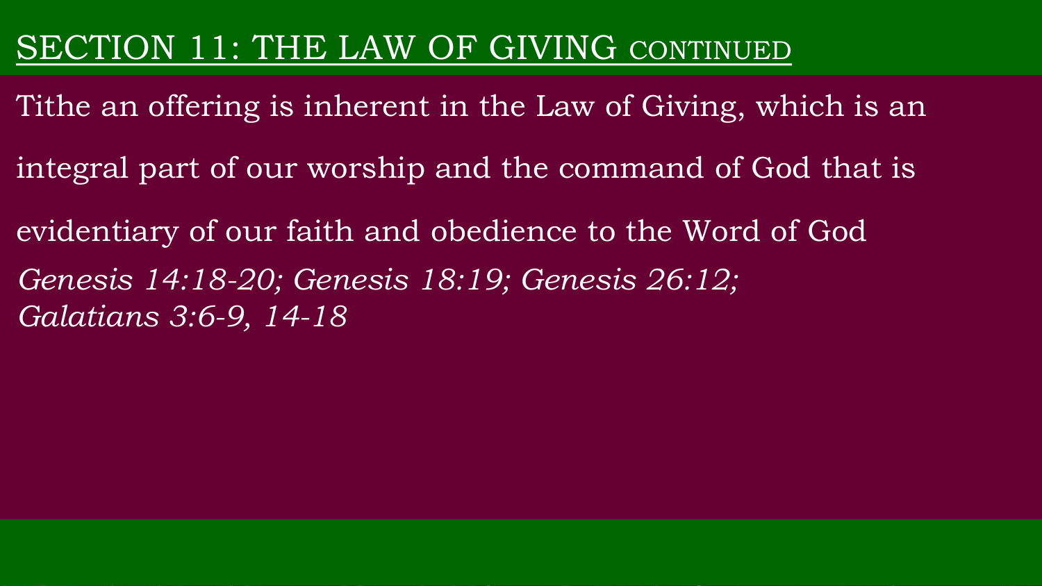# SECTION 11: THE LAW OF GIVING CONTINUED

Tithe an offering is inherent in the Law of Giving, which is an integral part of our worship and the command of God that is evidentiary of our faith and obedience to the Word of God

*Genesis 14:18-20; Genesis 18:19; Genesis 26:12; Galatians 3:6-9, 14-18*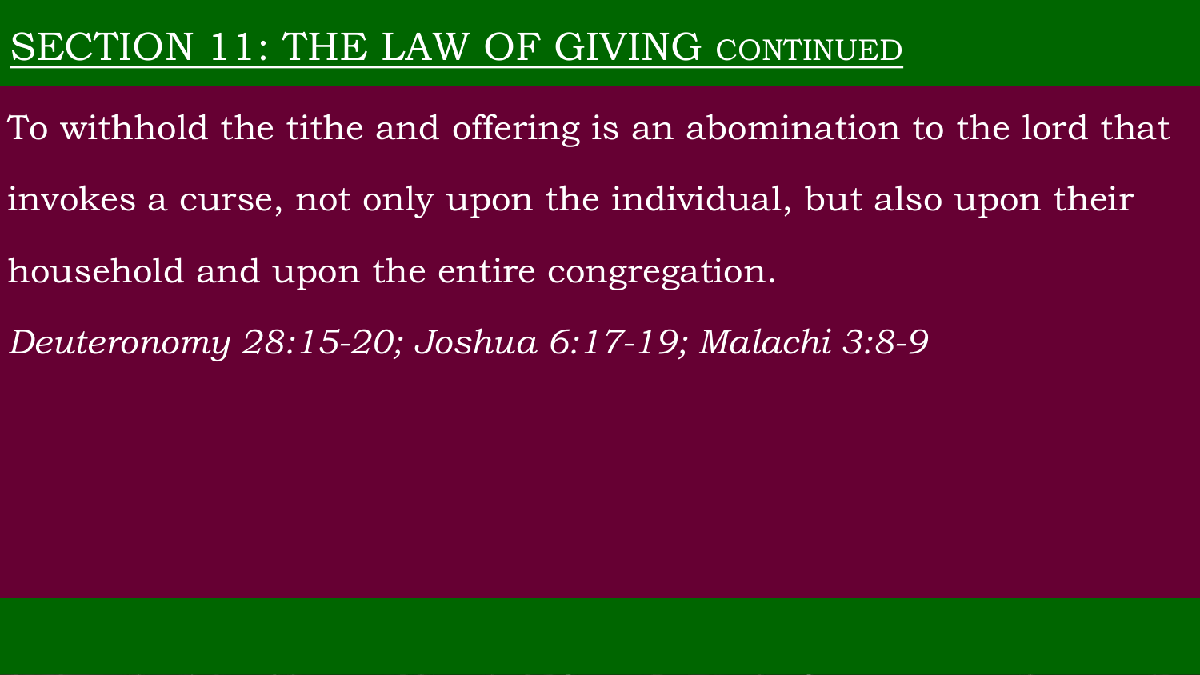## SECTION 11: THE LAW OF GIVING CONTINUED

To withhold the tithe and offering is an abomination to the lord that invokes a curse, not only upon the individual, but also upon their household and upon the entire congregation.

*Deuteronomy 28:15-20; Joshua 6:17-19; Malachi 3:8-9*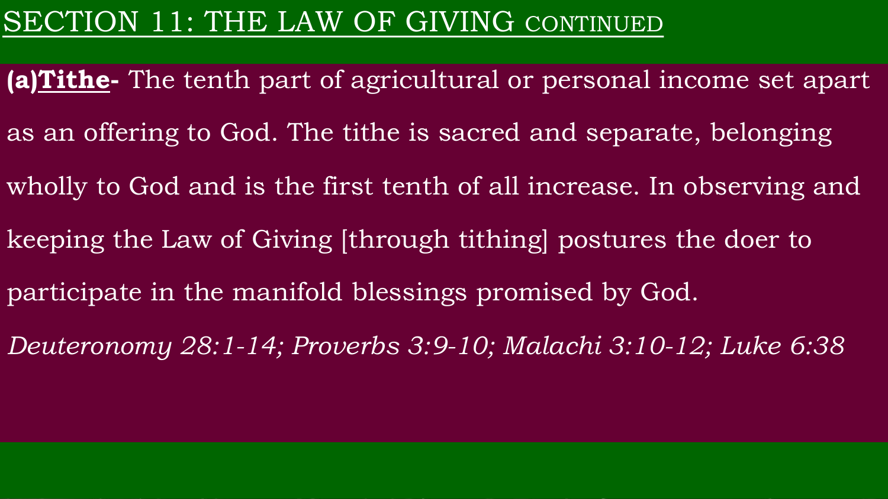# SECTION 11: THE LAW OF GIVING CONTINUED

**(a)Tithe-** The tenth part of agricultural or personal income set apart as an offering to God. The tithe is sacred and separate, belonging wholly to God and is the first tenth of all increase. In observing and keeping the Law of Giving [through tithing] postures the doer to participate in the manifold blessings promised by God.

*Deuteronomy 28:1-14; Proverbs 3:9-10; Malachi 3:10-12; Luke 6:38*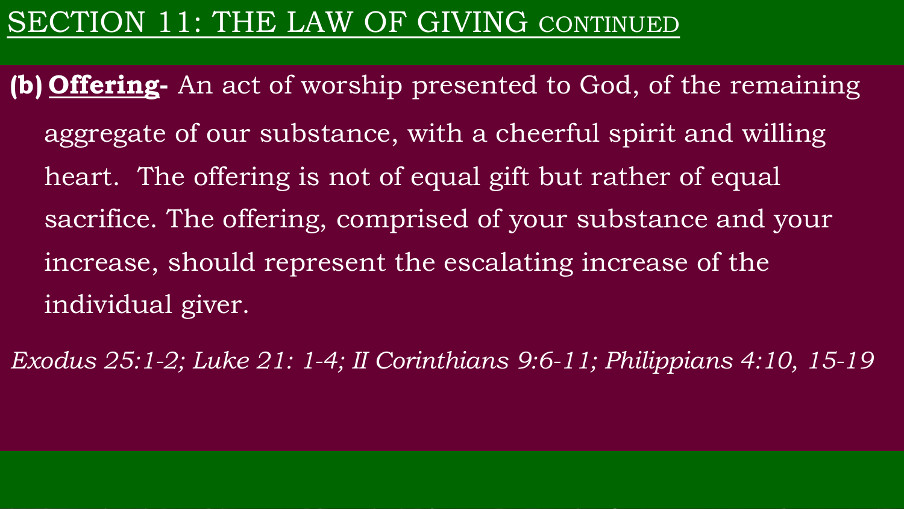# SECTION 11: THE LAW OF GIVING CONTINUED

**(b) Offering-** An act of worship presented to God, of the remaining aggregate of our substance, with a cheerful spirit and willing heart. The offering is not of equal gift but rather of equal sacrifice. The offering, comprised of your substance and your increase, should represent the escalating increase of the individual giver.

*Exodus 25:1-2; Luke 21: 1-4; II Corinthians 9:6-11; Philippians 4:10, 15-19*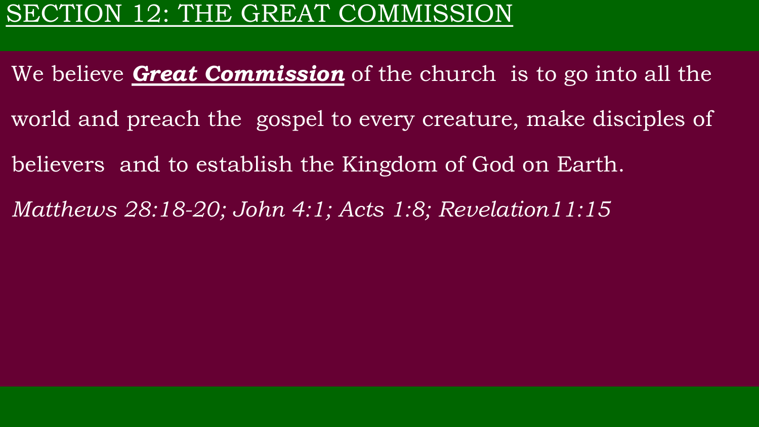## SECTION 12: THE GREAT COMMISSION

We believe ***Great Commission*** of the church is to go into all the world and preach the gospel to every creature, make disciples of believers and to establish the Kingdom of God on Earth.

*Matthews 28:18-20; John 4:1; Acts 1:8; Revelation11:15*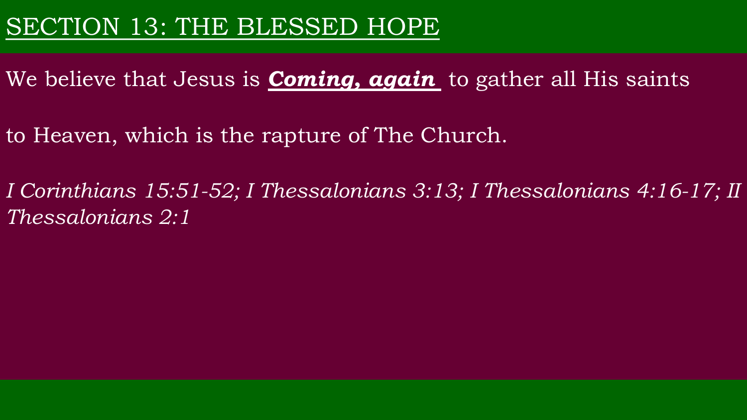# SECTION 13: THE BLESSED HOPE

We believe that Jesus is ***Coming, again*** to gather all His saints

to Heaven, which is the rapture of The Church.

*I Corinthians 15:51-52; I Thessalonians 3:13; I Thessalonians 4:16-17; II Thessalonians 2:1*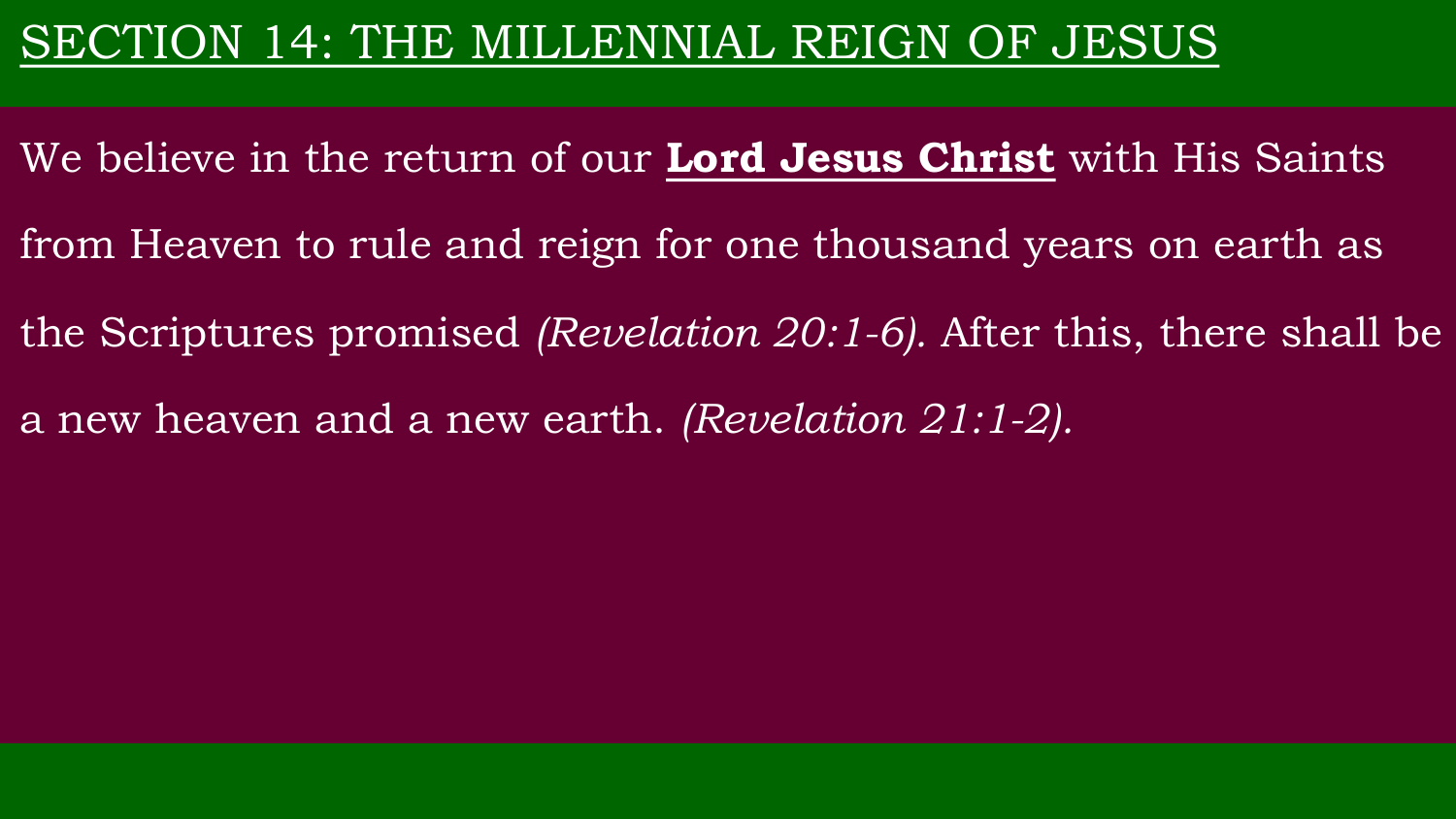# SECTION 14: THE MILLENNIAL REIGN OF JESUS

We believe in the return of our **Lord Jesus Christ** with His Saints from Heaven to rule and reign for one thousand years on earth as the Scriptures promised *(Revelation 20:1-6).* After this, there shall be a new heaven and a new earth. *(Revelation 21:1-2).*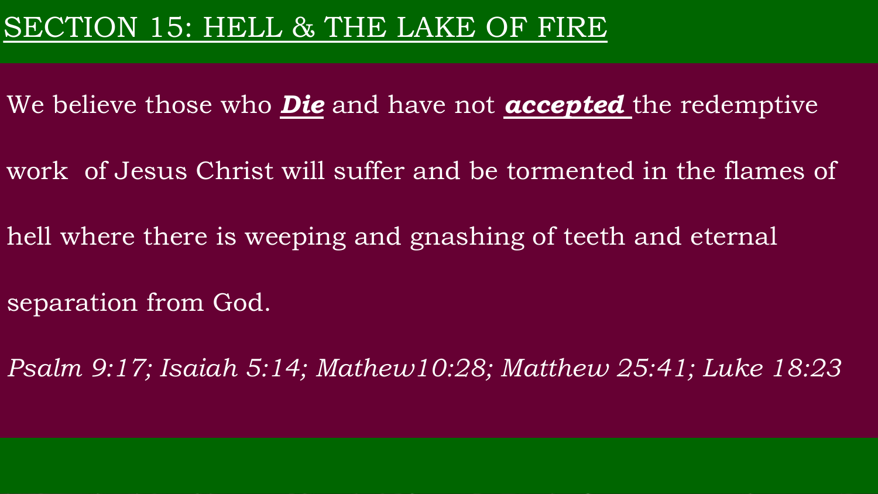# SECTION 15: HELL & THE LAKE OF FIRE

We believe those who ***Die*** and have not ***accepted*** the redemptive work of Jesus Christ will suffer and be tormented in the flames of hell where there is weeping and gnashing of teeth and eternal separation from God.

*Psalm 9:17; Isaiah 5:14; Mathew10:28; Matthew 25:41; Luke 18:23*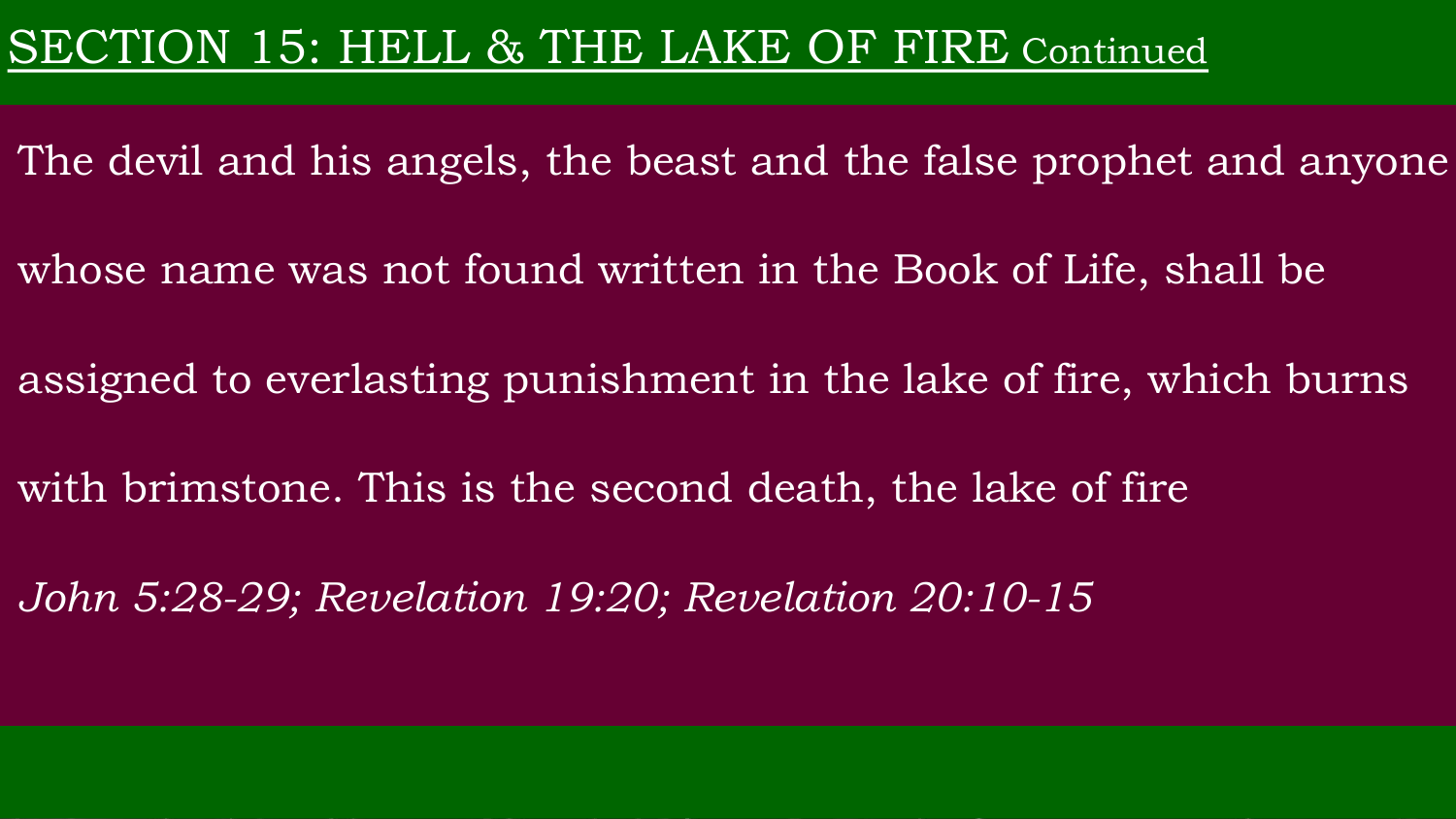# SECTION 15: HELL & THE LAKE OF FIRE Continued

The devil and his angels, the beast and the false prophet and anyone whose name was not found written in the Book of Life, shall be assigned to everlasting punishment in the lake of fire, which burns with brimstone. This is the second death, the lake of fire

*John 5:28-29; Revelation 19:20; Revelation 20:10-15*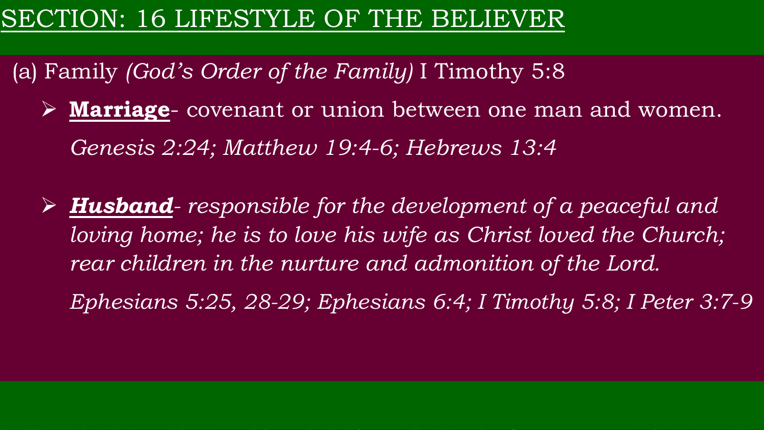# SECTION: 16 LIFESTYLE OF THE BELIEVER

(a) Family *(God's Order of the Family)* I Timothy 5:8

- **Marriage**- covenant or union between one man and women.

  *Genesis 2:24; Matthew 19:4-6; Hebrews 13:4*

- ***Husband****- responsible for the development of a peaceful and loving home; he is to love his wife as Christ loved the Church; rear children in the nurture and admonition of the Lord.*

  *Ephesians 5:25, 28-29; Ephesians 6:4; I Timothy 5:8; I Peter 3:7-9*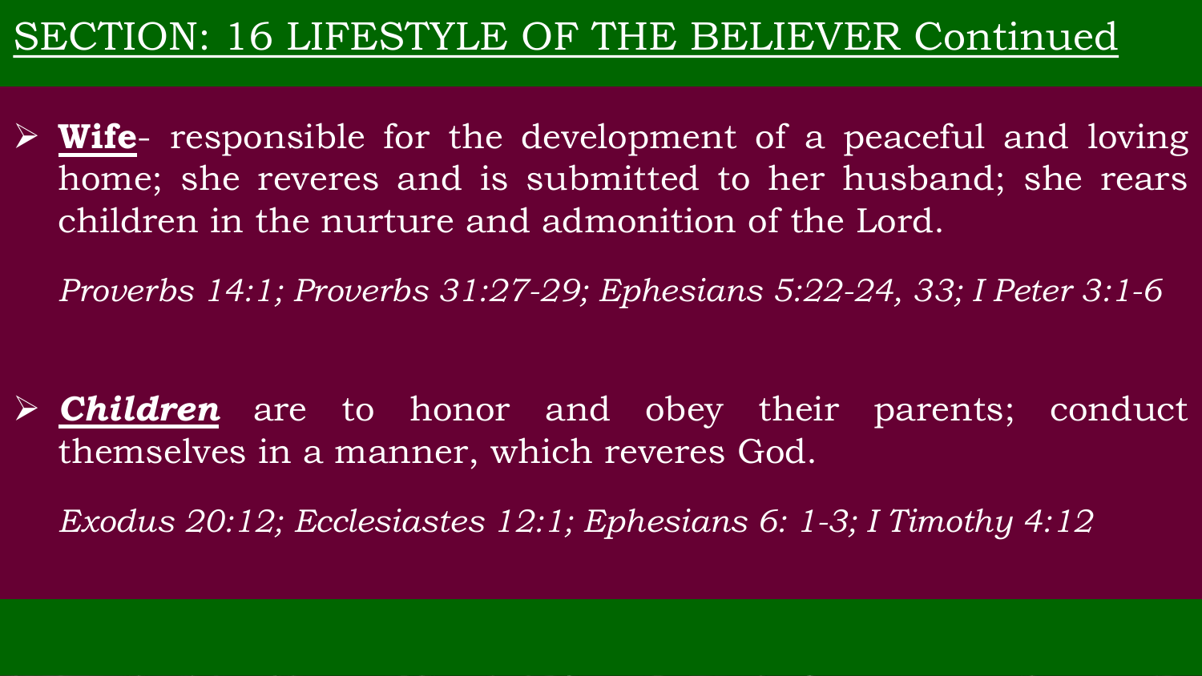# SECTION: 16 LIFESTYLE OF THE BELIEVER Continued

- **Wife**- responsible for the development of a peaceful and loving home; she reveres and is submitted to her husband; she rears children in the nurture and admonition of the Lord.

  *Proverbs 14:1; Proverbs 31:27-29; Ephesians 5:22-24, 33; I Peter 3:1-6*

- ***Children*** are to honor and obey their parents; conduct themselves in a manner, which reveres God.

  *Exodus 20:12; Ecclesiastes 12:1; Ephesians 6: 1-3; I Timothy 4:12*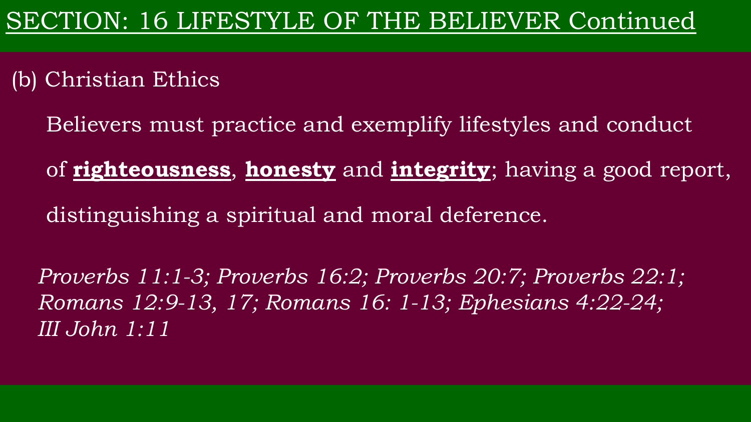# SECTION: 16 LIFESTYLE OF THE BELIEVER Continued

(b) Christian Ethics

Believers must practice and exemplify lifestyles and conduct of **righteousness**, **honesty** and **integrity**; having a good report, distinguishing a spiritual and moral deference.

*Proverbs 11:1-3; Proverbs 16:2; Proverbs 20:7; Proverbs 22:1; Romans 12:9-13, 17; Romans 16: 1-13; Ephesians 4:22-24; III John 1:11*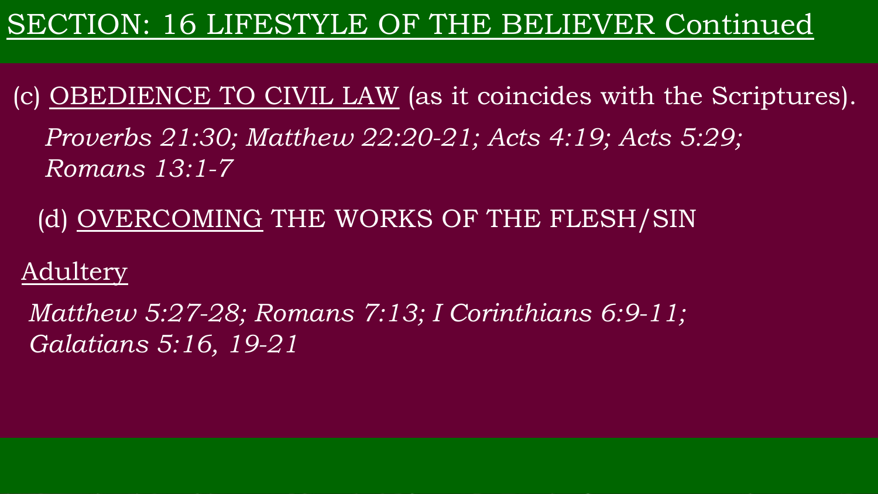# SECTION: 16 LIFESTYLE OF THE BELIEVER Continued

(c) OBEDIENCE TO CIVIL LAW (as it coincides with the Scriptures).

*Proverbs 21:30; Matthew 22:20-21; Acts 4:19; Acts 5:29; Romans 13:1-7*

(d) OVERCOMING THE WORKS OF THE FLESH/SIN

Adultery

*Matthew 5:27-28; Romans 7:13; I Corinthians 6:9-11; Galatians 5:16, 19-21*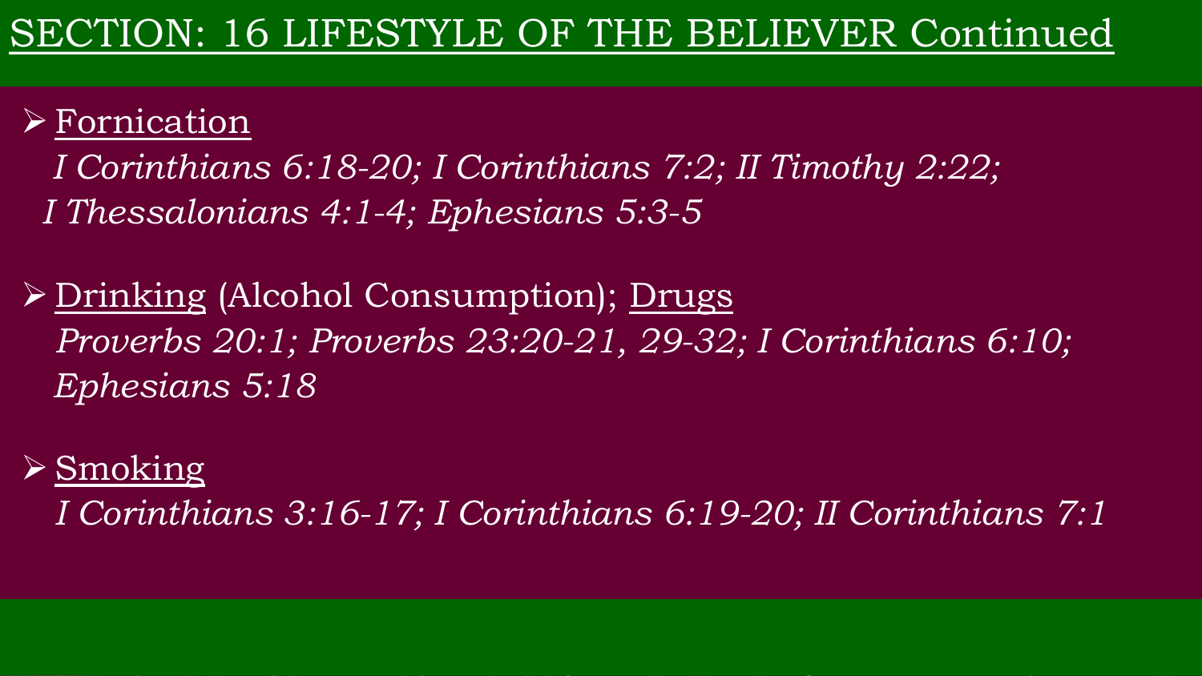# SECTION: 16 LIFESTYLE OF THE BELIEVER Continued

- Fornication

  *I Corinthians 6:18-20; I Corinthians 7:2; II Timothy 2:22; I Thessalonians 4:1-4; Ephesians 5:3-5*

- Drinking (Alcohol Consumption); Drugs

  *Proverbs 20:1; Proverbs 23:20-21, 29-32; I Corinthians 6:10; Ephesians 5:18*

- Smoking

  *I Corinthians 3:16-17; I Corinthians 6:19-20; II Corinthians 7:1*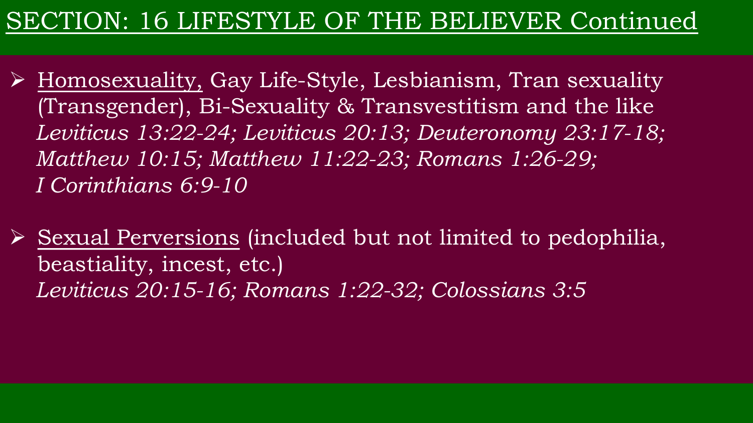# SECTION: 16 LIFESTYLE OF THE BELIEVER Continued

- <u>Homosexuality,</u> Gay Life-Style, Lesbianism, Tran sexuality (Transgender), Bi-Sexuality & Transvestitism and the like
  *Leviticus 13:22-24; Leviticus 20:13; Deuteronomy 23:17-18; Matthew 10:15; Matthew 11:22-23; Romans 1:26-29; I Corinthians 6:9-10*

- <u>Sexual Perversions</u> (included but not limited to pedophilia, beastiality, incest, etc.)
  *Leviticus 20:15-16; Romans 1:22-32; Colossians 3:5*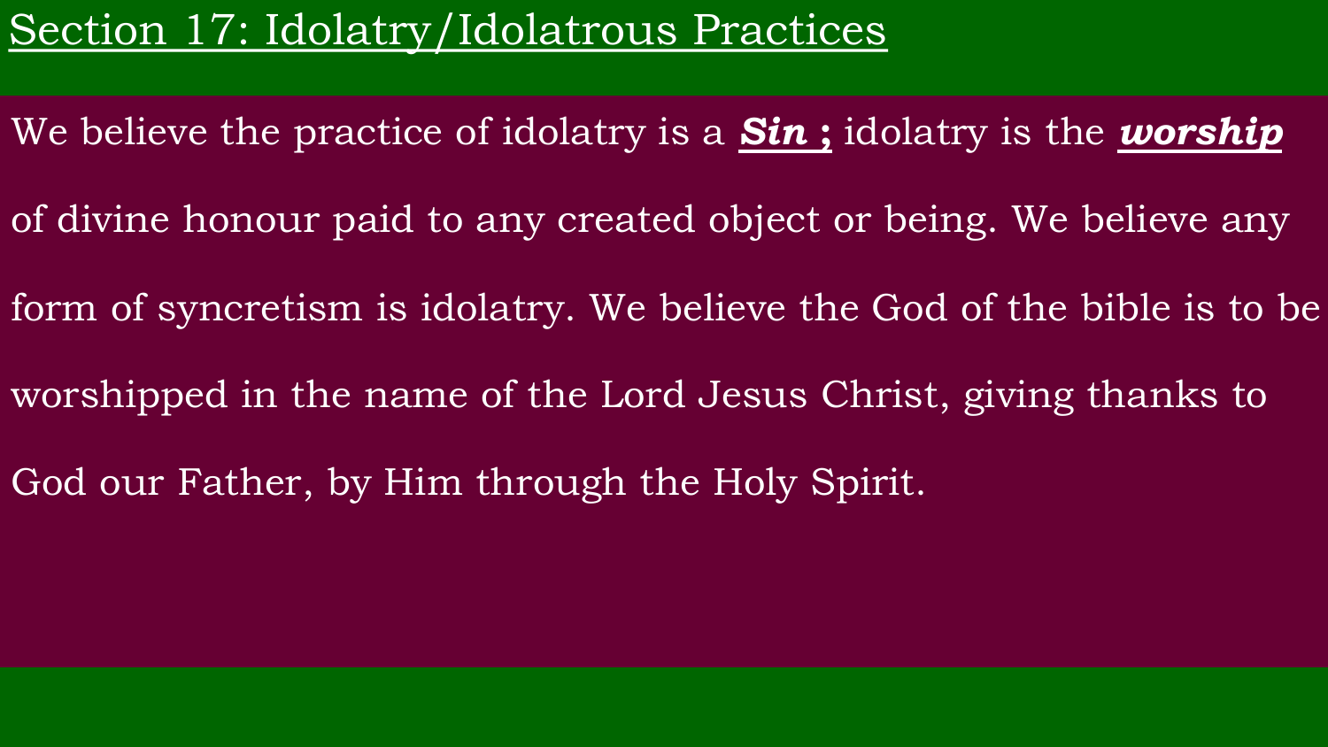## Section 17: Idolatry/Idolatrous Practices

We believe the practice of idolatry is a ***Sin ;*** idolatry is the ***worship*** of divine honour paid to any created object or being. We believe any form of syncretism is idolatry. We believe the God of the bible is to be worshipped in the name of the Lord Jesus Christ, giving thanks to God our Father, by Him through the Holy Spirit.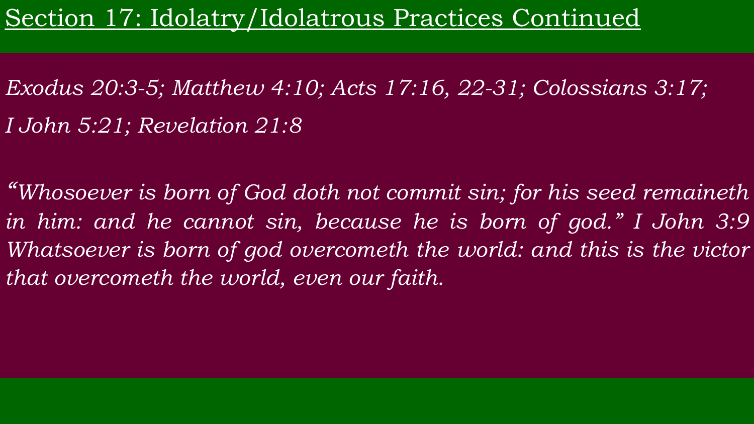# Section 17: Idolatry/Idolatrous Practices Continued

*Exodus 20:3-5; Matthew 4:10; Acts 17:16, 22-31; Colossians 3:17; I John 5:21; Revelation 21:8*

*"Whosoever is born of God doth not commit sin; for his seed remaineth in him: and he cannot sin, because he is born of god." I John 3:9 Whatsoever is born of god overcometh the world: and this is the victor that overcometh the world, even our faith.*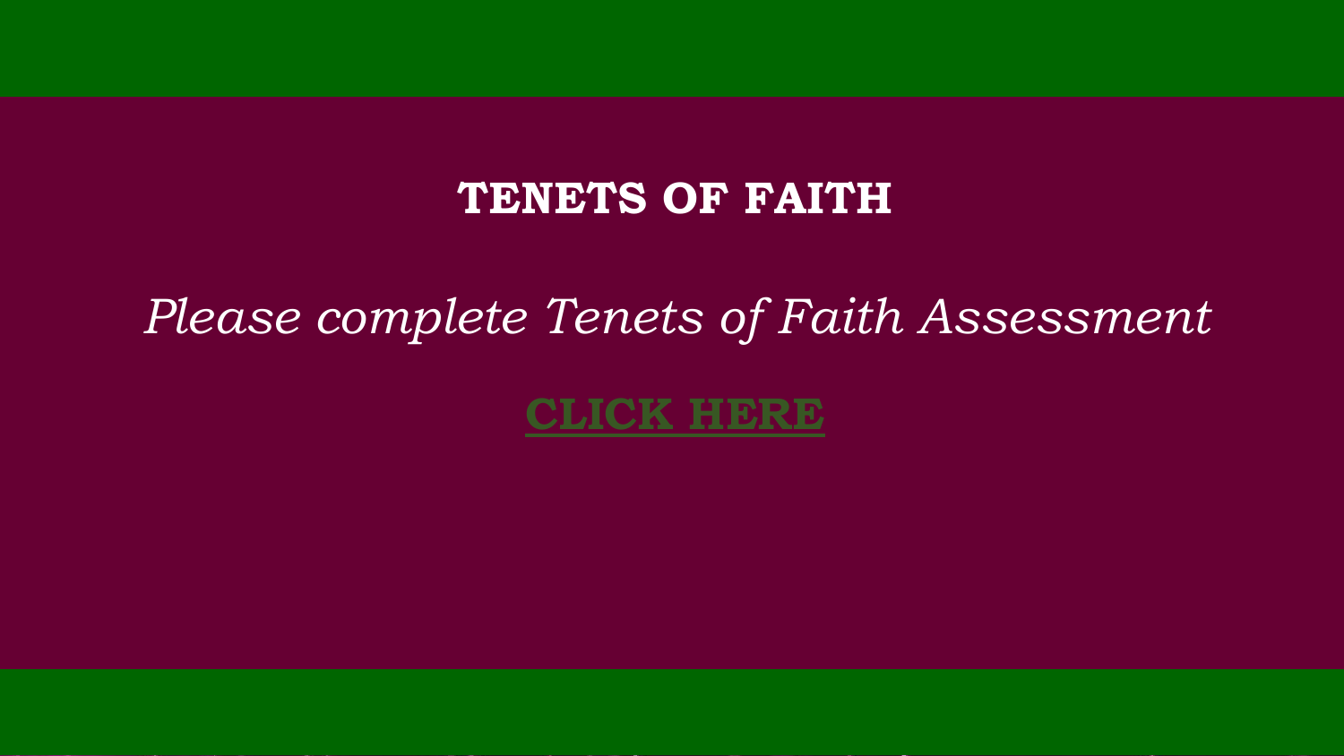# TENETS OF FAITH

*Please complete Tenets of Faith Assessment*

**CLICK HERE**